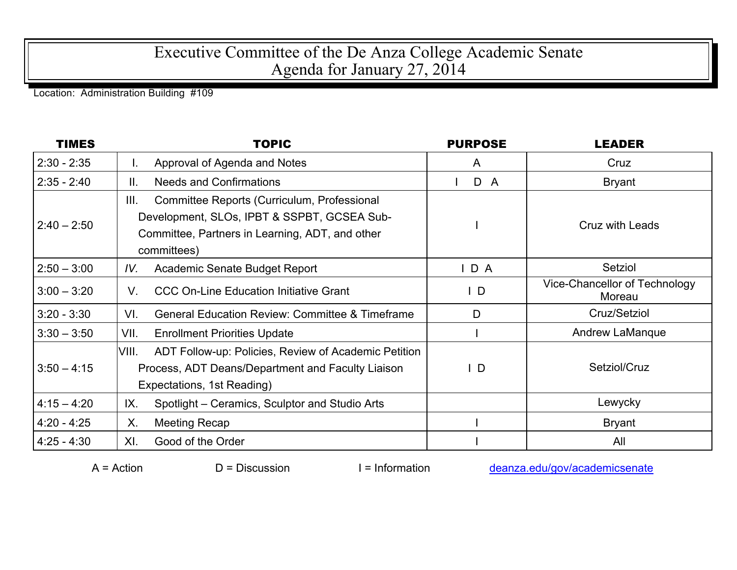# Executive Committee of the De Anza College Academic Senate
## Agenda for January 27, 2014

Location: Administration Building #109

| TIMES | TOPIC | PURPOSE | LEADER |
|---|---|---|---|
| 2:30 - 2:35 | I. Approval of Agenda and Notes | A | Cruz |
| 2:35 - 2:40 | II. Needs and Confirmations | I D A | Bryant |
| 2:40 – 2:50 | III. Committee Reports (Curriculum, Professional Development, SLOs, IPBT & SSPBT, GCSEA Sub-Committee, Partners in Learning, ADT, and other committees) | I | Cruz with Leads |
| 2:50 – 3:00 | *IV.* Academic Senate Budget Report | I D A | Setziol |
| 3:00 – 3:20 | V. CCC On-Line Education Initiative Grant | I D | Vice-Chancellor of Technology Moreau |
| 3:20 – 3:30 | VI. General Education Review: Committee & Timeframe | D | Cruz/Setziol |
| 3:30 – 3:50 | VII. Enrollment Priorities Update | I | Andrew LaManque |
| 3:50 – 4:15 | VIII. ADT Follow-up: Policies, Review of Academic Petition Process, ADT Deans/Department and Faculty Liaison Expectations, 1st Reading) | I D | Setziol/Cruz |
| 4:15 – 4:20 | IX. Spotlight – Ceramics, Sculptor and Studio Arts | | Lewycky |
| 4:20 - 4:25 | X. Meeting Recap | I | Bryant |
| 4:25 - 4:30 | XI. Good of the Order | I | All |

A = Action D = Discussion I = Information deanza.edu/gov/academicsenate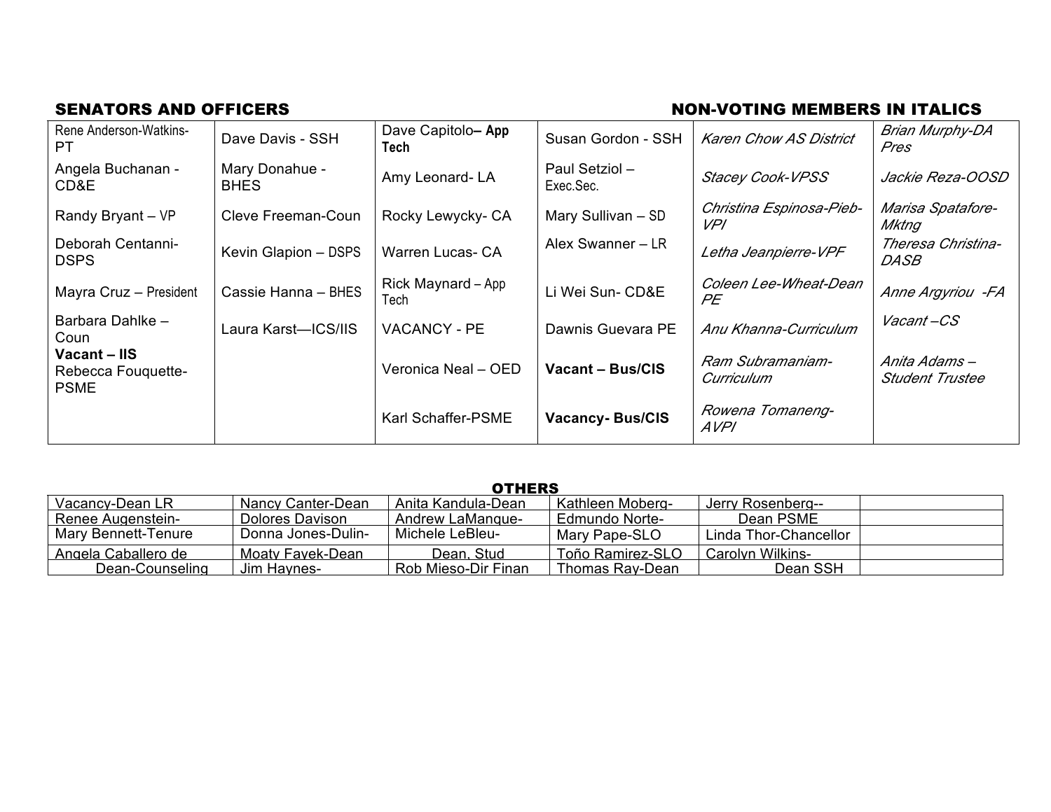## SENATORS AND OFFICERS

**NON-VOTING MEMBERS IN ITALICS**

| | | | | | |
|---|---|---|---|---|---|
| Rene Anderson-Watkins-PT | Dave Davis - SSH | Dave Capitolo– **App Tech** | Susan Gordon - SSH | *Karen Chow AS District* | *Brian Murphy-DA Pres* |
| Angela Buchanan - CD&E | Mary Donahue - BHES | Amy Leonard- LA | Paul Setziol – Exec.Sec. | *Stacey Cook-VPSS* | *Jackie Reza-OOSD* |
| Randy Bryant – VP | Cleve Freeman-Coun | Rocky Lewycky- CA | Mary Sullivan – SD | *Christina Espinosa-Pieb-VPI* | *Marisa Spatafore-Mktng* |
| Deborah Centanni-DSPS | Kevin Glapion – DSPS | Warren Lucas- CA | Alex Swanner – LR | *Letha Jeanpierre-VPF* | *Theresa Christina-DASB* |
| Mayra Cruz – President | Cassie Hanna – BHES | Rick Maynard – App Tech | Li Wei Sun- CD&E | *Coleen Lee-Wheat-Dean PE* | *Anne Argyriou -FA* |
| Barbara Dahlke – Coun | Laura Karst—ICS/IIS | VACANCY - PE | Dawnis Guevara PE | *Anu Khanna-Curriculum* | *Vacant –CS* |
| **Vacant – IIS** Rebecca Fouquette-PSME | | Veronica Neal – OED | **Vacant – Bus/CIS** | *Ram Subramaniam-Curriculum* | *Anita Adams – Student Trustee* |
| | | Karl Schaffer-PSME | **Vacancy- Bus/CIS** | *Rowena Tomaneng-AVPI* | |

## OTHERS

| | | | | | |
|---|---|---|---|---|---|
| Vacancy-Dean LR | Nancy Canter-Dean | Anita Kandula-Dean | Kathleen Moberg- | Jerry Rosenberg-- | |
| Renee Augenstein- | Dolores Davison | Andrew LaManque- | Edmundo Norte- | Dean PSME | |
| Mary Bennett-Tenure | Donna Jones-Dulin- | Michele LeBleu- | Mary Pape-SLO | Linda Thor-Chancellor | |
| Angela Caballero de | Moaty Fayek-Dean | Dean, Stud | Toño Ramirez-SLO | Carolyn Wilkins- | |
| Dean-Counseling | Jim Haynes- | Rob Mieso-Dir Finan | Thomas Ray-Dean | Dean SSH | |